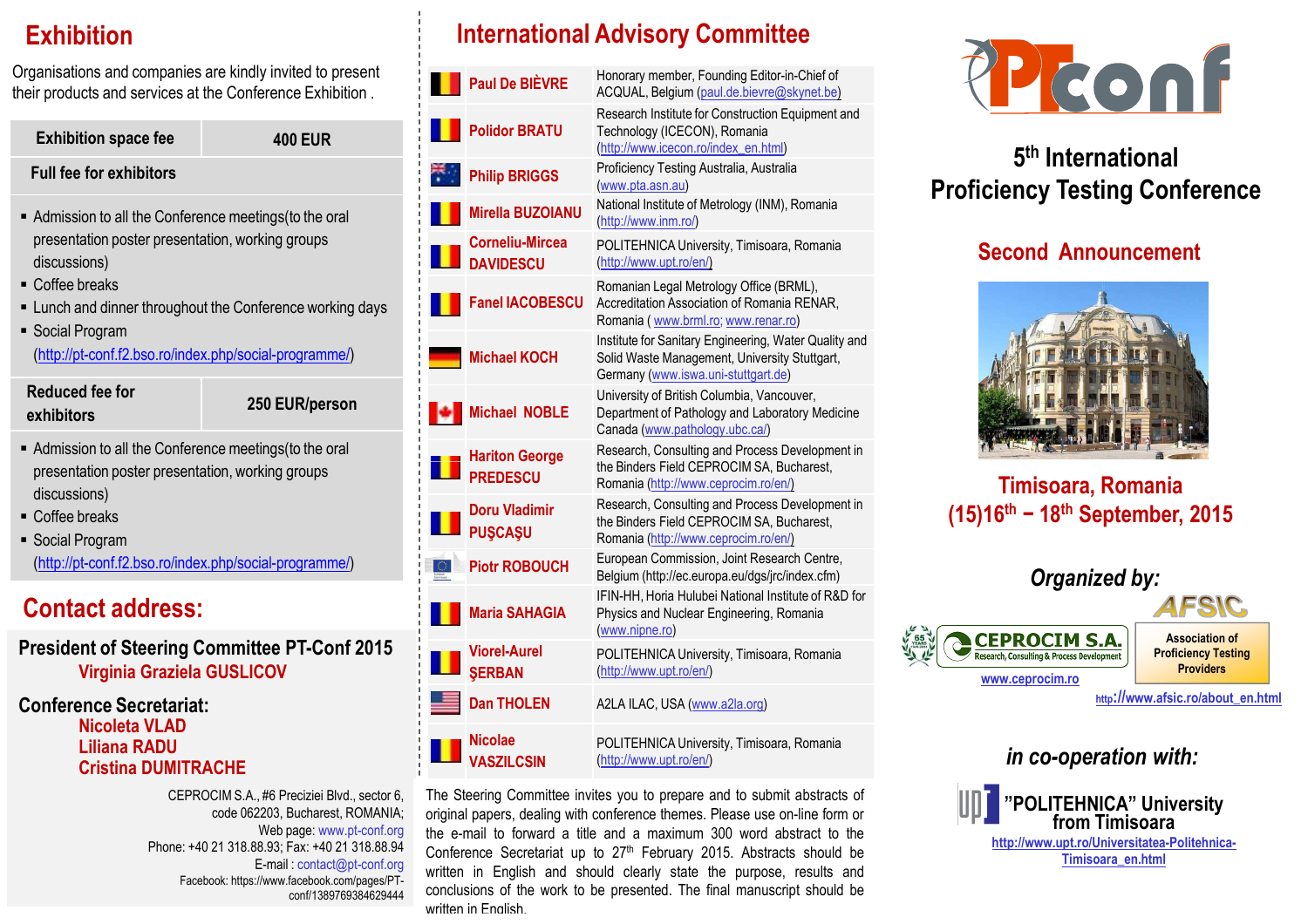## Exhibition

Organisations and companies are kindly invited to present their products and services at the Conference Exhibition .

| Exhibition space fee | 400 EUR |
|---|---|
| **Full fee for exhibitors** | |

- Admission to all the Conference meetings(to the oral presentation poster presentation, working groups discussions)
- Coffee breaks
- Lunch and dinner throughout the Conference working days
- Social Program (http://pt-conf.f2.bso.ro/index.php/social-programme/)

| Reduced fee for exhibitors | 250 EUR/person |
|---|---|

- Admission to all the Conference meetings(to the oral presentation poster presentation, working groups discussions)
- Coffee breaks
- Social Program (http://pt-conf.f2.bso.ro/index.php/social-programme/)

## Contact address:

**President of Steering Committee PT-Conf 2015**
Virginia Graziela GUSLICOV

**Conference Secretariat:**
Nicoleta VLAD
Liliana RADU
Cristina DUMITRACHE

CEPROCIM S.A., #6 Preciziei Blvd., sector 6, code 062203, Bucharest, ROMANIA;
Web page: www.pt-conf.org
Phone: +40 21 318.88.93; Fax: +40 21 318.88.94
E-mail : contact@pt-conf.org
Facebook: https://www.facebook.com/pages/PT-conf/1389769384629444

## International Advisory Committee

| Name | Affiliation |
|---|---|
| Paul De BIÈVRE | Honorary member, Founding Editor-in-Chief of ACQUAL, Belgium (paul.de.bievre@skynet.be) |
| Polidor BRATU | Research Institute for Construction Equipment and Technology (ICECON), Romania (http://www.icecon.ro/index_en.html) |
| Philip BRIGGS | Proficiency Testing Australia, Australia (www.pta.asn.au) |
| Mirella BUZOIANU | National Institute of Metrology (INM), Romania (http://www.inm.ro/) |
| Corneliu-Mircea DAVIDESCU | POLITEHNICA University, Timisoara, Romania (http://www.upt.ro/en/) |
| Fanel IACOBESCU | Romanian Legal Metrology Office (BRML), Accreditation Association of Romania RENAR, Romania ( www.brml.ro; www.renar.ro) |
| Michael KOCH | Institute for Sanitary Engineering, Water Quality and Solid Waste Management, University Stuttgart, Germany (www.iswa.uni-stuttgart.de) |
| Michael NOBLE | University of British Columbia, Vancouver, Department of Pathology and Laboratory Medicine Canada (www.pathology.ubc.ca/) |
| Hariton George PREDESCU | Research, Consulting and Process Development in the Binders Field CEPROCIM SA, Bucharest, Romania (http://www.ceprocim.ro/en/) |
| Doru Vladimir PUŞCAŞU | Research, Consulting and Process Development in the Binders Field CEPROCIM SA, Bucharest, Romania (http://www.ceprocim.ro/en/) |
| Piotr ROBOUCH | European Commission, Joint Research Centre, Belgium (http://ec.europa.eu/dgs/jrc/index.cfm) |
| Maria SAHAGIA | IFIN-HH, Horia Hulubei National Institute of R&D for Physics and Nuclear Engineering, Romania (www.nipne.ro) |
| Viorel-Aurel ŞERBAN | POLITEHNICA University, Timisoara, Romania (http://www.upt.ro/en/) |
| Dan THOLEN | A2LA ILAC, USA (www.a2la.org) |
| Nicolae VASZILCSIN | POLITEHNICA University, Timisoara, Romania (http://www.upt.ro/en/) |

The Steering Committee invites you to prepare and to submit abstracts of original papers, dealing with conference themes. Please use on-line form or the e-mail to forward a title and a maximum 300 word abstract to the Conference Secretariat up to 27th February 2015. Abstracts should be written in English and should clearly state the purpose, results and conclusions of the work to be presented. The final manuscript should be written in English.

# PTconf

## 5th International Proficiency Testing Conference

### Second Announcement

**Timisoara, Romania**
**(15)16th – 18th September, 2015**

***Organized by:***

CEPROCIM S.A. – Research, Consulting & Process Development
www.ceprocim.ro

AFSIC – Association of Proficiency Testing Providers
http://www.afsic.ro/about_en.html

***in co-operation with:***

**"POLITEHNICA" University from Timisoara**
http://www.upt.ro/Universitatea-Politehnica-Timisoara_en.html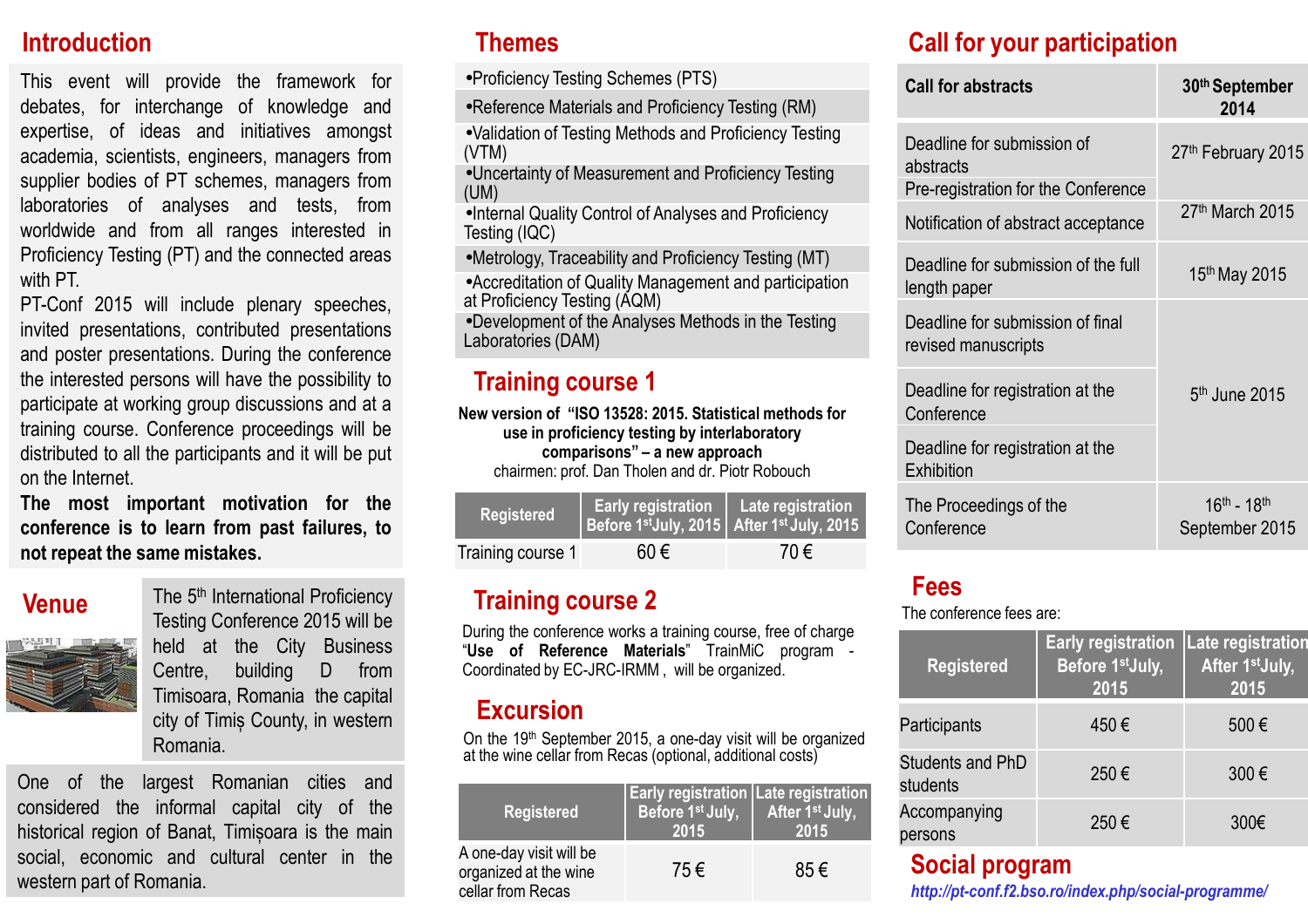## Introduction

This event will provide the framework for debates, for interchange of knowledge and expertise, of ideas and initiatives amongst academia, scientists, engineers, managers from supplier bodies of PT schemes, managers from laboratories of analyses and tests, from worldwide and from all ranges interested in Proficiency Testing (PT) and the connected areas with PT.

PT-Conf 2015 will include plenary speeches, invited presentations, contributed presentations and poster presentations. During the conference the interested persons will have the possibility to participate at working group discussions and at a training course. Conference proceedings will be distributed to all the participants and it will be put on the Internet.

**The most important motivation for the conference is to learn from past failures, to not repeat the same mistakes.**

## Venue

The 5th International Proficiency Testing Conference 2015 will be held at the City Business Centre, building D from Timisoara, Romania the capital city of Timiș County, in western Romania.

One of the largest Romanian cities and considered the informal capital city of the historical region of Banat, Timișoara is the main social, economic and cultural center in the western part of Romania.

## Themes

- Proficiency Testing Schemes (PTS)
- Reference Materials and Proficiency Testing (RM)
- Validation of Testing Methods and Proficiency Testing (VTM)
- Uncertainty of Measurement and Proficiency Testing (UM)
- Internal Quality Control of Analyses and Proficiency Testing (IQC)
- Metrology, Traceability and Proficiency Testing (MT)
- Accreditation of Quality Management and participation at Proficiency Testing (AQM)
- Development of the Analyses Methods in the Testing Laboratories (DAM)

## Training course 1

**New version of "ISO 13528: 2015. Statistical methods for use in proficiency testing by interlaboratory comparisons" – a new approach**

chairmen: prof. Dan Tholen and dr. Piotr Robouch

| Registered | Early registration Before 1st July, 2015 | Late registration After 1st July, 2015 |
|---|---|---|
| Training course 1 | 60 € | 70 € |

## Training course 2

During the conference works a training course, free of charge "**Use of Reference Materials**" TrainMiC program - Coordinated by EC-JRC-IRMM , will be organized.

## Excursion

On the 19th September 2015, a one-day visit will be organized at the wine cellar from Recas (optional, additional costs)

| Registered | Early registration Before 1st July, 2015 | Late registration After 1st July, 2015 |
|---|---|---|
| A one-day visit will be organized at the wine cellar from Recas | 75 € | 85 € |

## Call for your participation

| **Call for abstracts** | **30th September 2014** |
|---|---|
| Deadline for submission of abstracts<br>Pre-registration for the Conference | 27th February 2015 |
| Notification of abstract acceptance | 27th March 2015 |
| Deadline for submission of the full length paper | 15th May 2015 |
| Deadline for submission of final revised manuscripts | 5th June 2015 |
| Deadline for registration at the Conference | 5th June 2015 |
| Deadline for registration at the Exhibition | 5th June 2015 |
| The Proceedings of the Conference | 16th - 18th September 2015 |

## Fees

The conference fees are:

| Registered | Early registration Before 1st July, 2015 | Late registration After 1st July, 2015 |
|---|---|---|
| Participants | 450 € | 500 € |
| Students and PhD students | 250 € | 300 € |
| Accompanying persons | 250 € | 300€ |

## Social program

*http://pt-conf.f2.bso.ro/index.php/social-programme/*